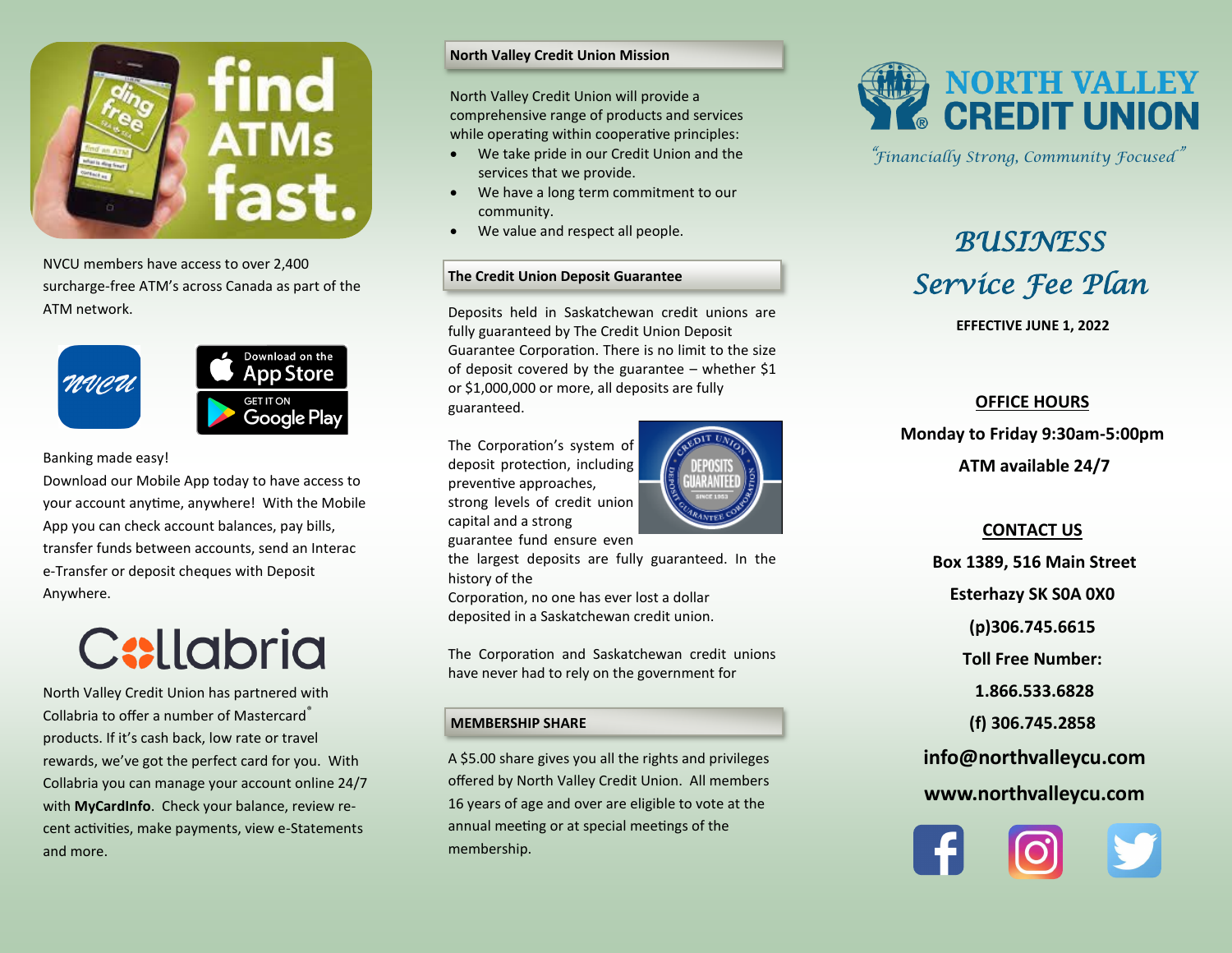find ATMs fast.

NVCU members have access to over 2,400 surcharge-free ATM's across Canada as part of the ATM network.

Banking made easy!
Download our Mobile App today to have access to your account anytime, anywhere! With the Mobile App you can check account balances, pay bills, transfer funds between accounts, send an Interac e-Transfer or deposit cheques with Deposit Anywhere.

North Valley Credit Union has partnered with Collabria to offer a number of Mastercard® products. If it's cash back, low rate or travel rewards, we've got the perfect card for you. With Collabria you can manage your account online 24/7 with **MyCardInfo**. Check your balance, review recent activities, make payments, view e-Statements and more.

## North Valley Credit Union Mission

North Valley Credit Union will provide a comprehensive range of products and services while operating within cooperative principles:

- We take pride in our Credit Union and the services that we provide.
- We have a long term commitment to our community.
- We value and respect all people.

## The Credit Union Deposit Guarantee

Deposits held in Saskatchewan credit unions are fully guaranteed by The Credit Union Deposit Guarantee Corporation. There is no limit to the size of deposit covered by the guarantee – whether $1 or $1,000,000 or more, all deposits are fully guaranteed.

The Corporation's system of deposit protection, including preventive approaches, strong levels of credit union capital and a strong guarantee fund ensure even the largest deposits are fully guaranteed. In the history of the Corporation, no one has ever lost a dollar deposited in a Saskatchewan credit union.

The Corporation and Saskatchewan credit unions have never had to rely on the government for

## MEMBERSHIP SHARE

A $5.00 share gives you all the rights and privileges offered by North Valley Credit Union. All members 16 years of age and over are eligible to vote at the annual meeting or at special meetings of the membership.

# NORTH VALLEY CREDIT UNION

*"Financially Strong, Community Focused"*

# *BUSINESS Service Fee Plan*

**EFFECTIVE JUNE 1, 2022**

**OFFICE HOURS**

**Monday to Friday 9:30am-5:00pm**

**ATM available 24/7**

**CONTACT US**

**Box 1389, 516 Main Street**

**Esterhazy SK S0A 0X0**

**(p)306.745.6615**

**Toll Free Number:**

**1.866.533.6828**

**(f) 306.745.2858**

**info@northvalleycu.com**

**www.northvalleycu.com**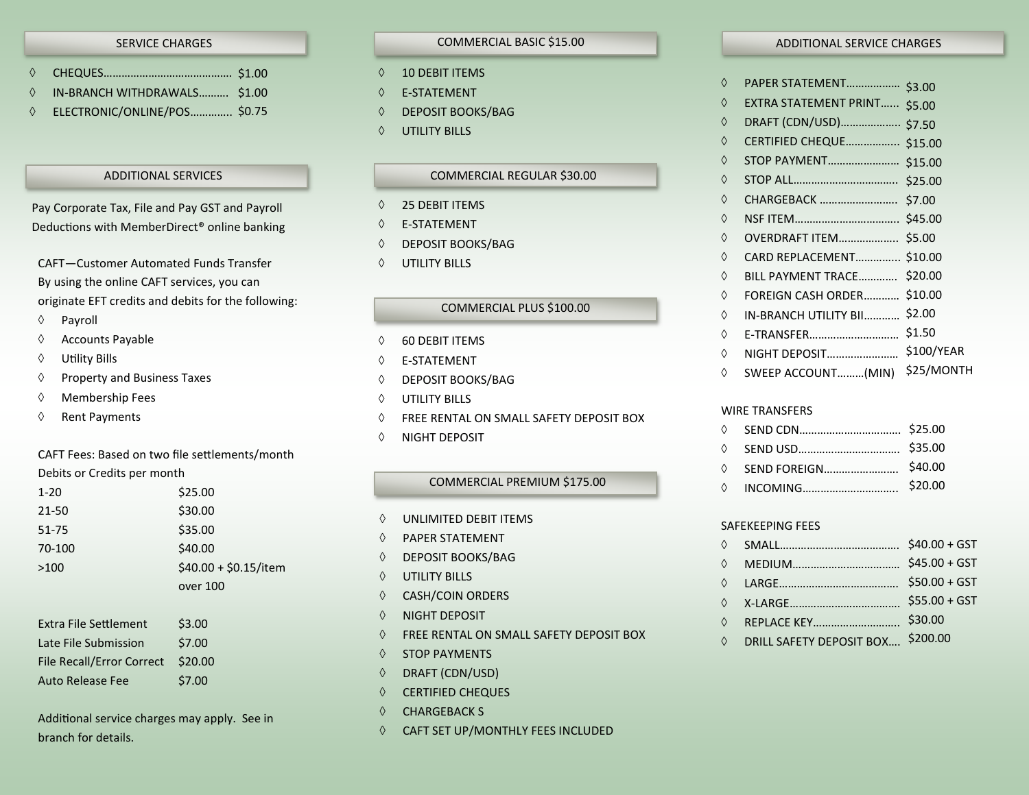## SERVICE CHARGES

- CHEQUES……………………………………… $1.00
- IN-BRANCH WITHDRAWALS………. $1.00
- ELECTRONIC/ONLINE/POS…………. $0.75

## ADDITIONAL SERVICES

Pay Corporate Tax, File and Pay GST and Payroll Deductions with MemberDirect® online banking

CAFT—Customer Automated Funds Transfer
By using the online CAFT services, you can originate EFT credits and debits for the following:

- Payroll
- Accounts Payable
- Utility Bills
- Property and Business Taxes
- Membership Fees
- Rent Payments

CAFT Fees: Based on two file settlements/month
Debits or Credits per month

| | |
|---|---|
| 1-20 | $25.00 |
| 21-50 | $30.00 |
| 51-75 | $35.00 |
| 70-100 | $40.00 |
| >100 | $40.00 + $0.15/item over 100 |

| | |
|---|---|
| Extra File Settlement | $3.00 |
| Late File Submission | $7.00 |
| File Recall/Error Correct | $20.00 |
| Auto Release Fee | $7.00 |

Additional service charges may apply. See in branch for details.

## COMMERCIAL BASIC $15.00

- 10 DEBIT ITEMS
- E-STATEMENT
- DEPOSIT BOOKS/BAG
- UTILITY BILLS

## COMMERCIAL REGULAR $30.00

- 25 DEBIT ITEMS
- E-STATEMENT
- DEPOSIT BOOKS/BAG
- UTILITY BILLS

## COMMERCIAL PLUS $100.00

- 60 DEBIT ITEMS
- E-STATEMENT
- DEPOSIT BOOKS/BAG
- UTILITY BILLS
- FREE RENTAL ON SMALL SAFETY DEPOSIT BOX
- NIGHT DEPOSIT

## COMMERCIAL PREMIUM $175.00

- UNLIMITED DEBIT ITEMS
- PAPER STATEMENT
- DEPOSIT BOOKS/BAG
- UTILITY BILLS
- CASH/COIN ORDERS
- NIGHT DEPOSIT
- FREE RENTAL ON SMALL SAFETY DEPOSIT BOX
- STOP PAYMENTS
- DRAFT (CDN/USD)
- CERTIFIED CHEQUES
- CHARGEBACK S
- CAFT SET UP/MONTHLY FEES INCLUDED

## ADDITIONAL SERVICE CHARGES

- PAPER STATEMENT……………… $3.00
- EXTRA STATEMENT PRINT…… $5.00
- DRAFT (CDN/USD)……………….. $7.50
- CERTIFIED CHEQUE……………… $15.00
- STOP PAYMENT…………………… $15.00
- STOP ALL……………………………… $25.00
- CHARGEBACK ……………………… $7.00
- NSF ITEM……………………………… $45.00
- OVERDRAFT ITEM………………… $5.00
- CARD REPLACEMENT…………… $10.00
- BILL PAYMENT TRACE………… $20.00
- FOREIGN CASH ORDER………… $10.00
- IN-BRANCH UTILITY BII………… $2.00
- E-TRANSFER………………………… $1.50
- NIGHT DEPOSIT…………………… $100/YEAR
- SWEEP ACCOUNT………(MIN) $25/MONTH

WIRE TRANSFERS

- SEND CDN…………………………… $25.00
- SEND USD…………………………… $35.00
- SEND FOREIGN…………………… $40.00
- INCOMING…………………………… $20.00

SAFEKEEPING FEES

- SMALL………………………………… $40.00 + GST
- MEDIUM……………………………… $45.00 + GST
- LARGE………………………………… $50.00 + GST
- X-LARGE……………………………… $55.00 + GST
- REPLACE KEY……………………… $30.00
- DRILL SAFETY DEPOSIT BOX…. $200.00